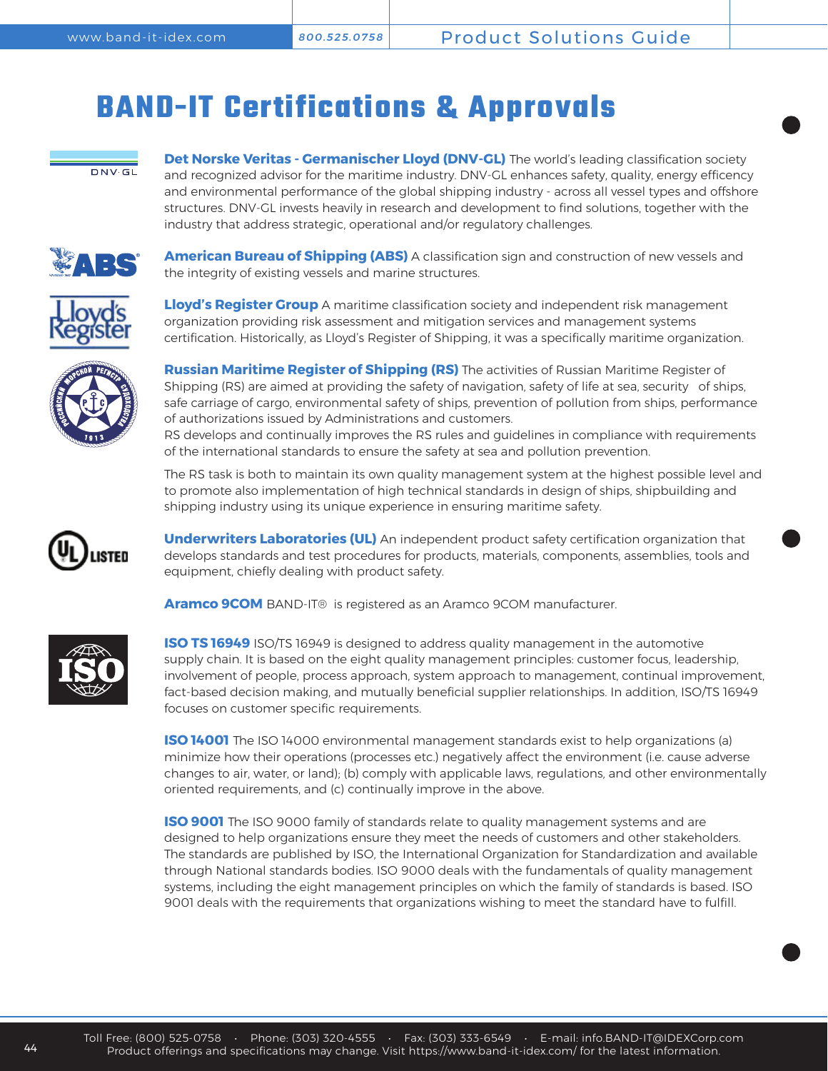# BAND-IT Certifications & Approvals

**Det Norske Veritas - Germanischer Lloyd (DNV-GL)** The world's leading classification society and recognized advisor for the maritime industry. DNV-GL enhances safety, quality, energy efficency and environmental performance of the global shipping industry - across all vessel types and offshore structures. DNV-GL invests heavily in research and development to find solutions, together with the industry that address strategic, operational and/or regulatory challenges.

**American Bureau of Shipping (ABS)** A classification sign and construction of new vessels and the integrity of existing vessels and marine structures.

**Lloyd's Register Group** A maritime classification society and independent risk management organization providing risk assessment and mitigation services and management systems certification. Historically, as Lloyd's Register of Shipping, it was a specifically maritime organization.

**Russian Maritime Register of Shipping (RS)** The activities of Russian Maritime Register of Shipping (RS) are aimed at providing the safety of navigation, safety of life at sea, security of ships, safe carriage of cargo, environmental safety of ships, prevention of pollution from ships, performance of authorizations issued by Administrations and customers.
RS develops and continually improves the RS rules and guidelines in compliance with requirements of the international standards to ensure the safety at sea and pollution prevention.

The RS task is both to maintain its own quality management system at the highest possible level and to promote also implementation of high technical standards in design of ships, shipbuilding and shipping industry using its unique experience in ensuring maritime safety.

**Underwriters Laboratories (UL)** An independent product safety certification organization that develops standards and test procedures for products, materials, components, assemblies, tools and equipment, chiefly dealing with product safety.

**Aramco 9COM** BAND-IT® is registered as an Aramco 9COM manufacturer.

**ISO TS 16949** ISO/TS 16949 is designed to address quality management in the automotive supply chain. It is based on the eight quality management principles: customer focus, leadership, involvement of people, process approach, system approach to management, continual improvement, fact-based decision making, and mutually beneficial supplier relationships. In addition, ISO/TS 16949 focuses on customer specific requirements.

**ISO 14001** The ISO 14000 environmental management standards exist to help organizations (a) minimize how their operations (processes etc.) negatively affect the environment (i.e. cause adverse changes to air, water, or land); (b) comply with applicable laws, regulations, and other environmentally oriented requirements, and (c) continually improve in the above.

**ISO 9001** The ISO 9000 family of standards relate to quality management systems and are designed to help organizations ensure they meet the needs of customers and other stakeholders. The standards are published by ISO, the International Organization for Standardization and available through National standards bodies. ISO 9000 deals with the fundamentals of quality management systems, including the eight management principles on which the family of standards is based. ISO 9001 deals with the requirements that organizations wishing to meet the standard have to fulfill.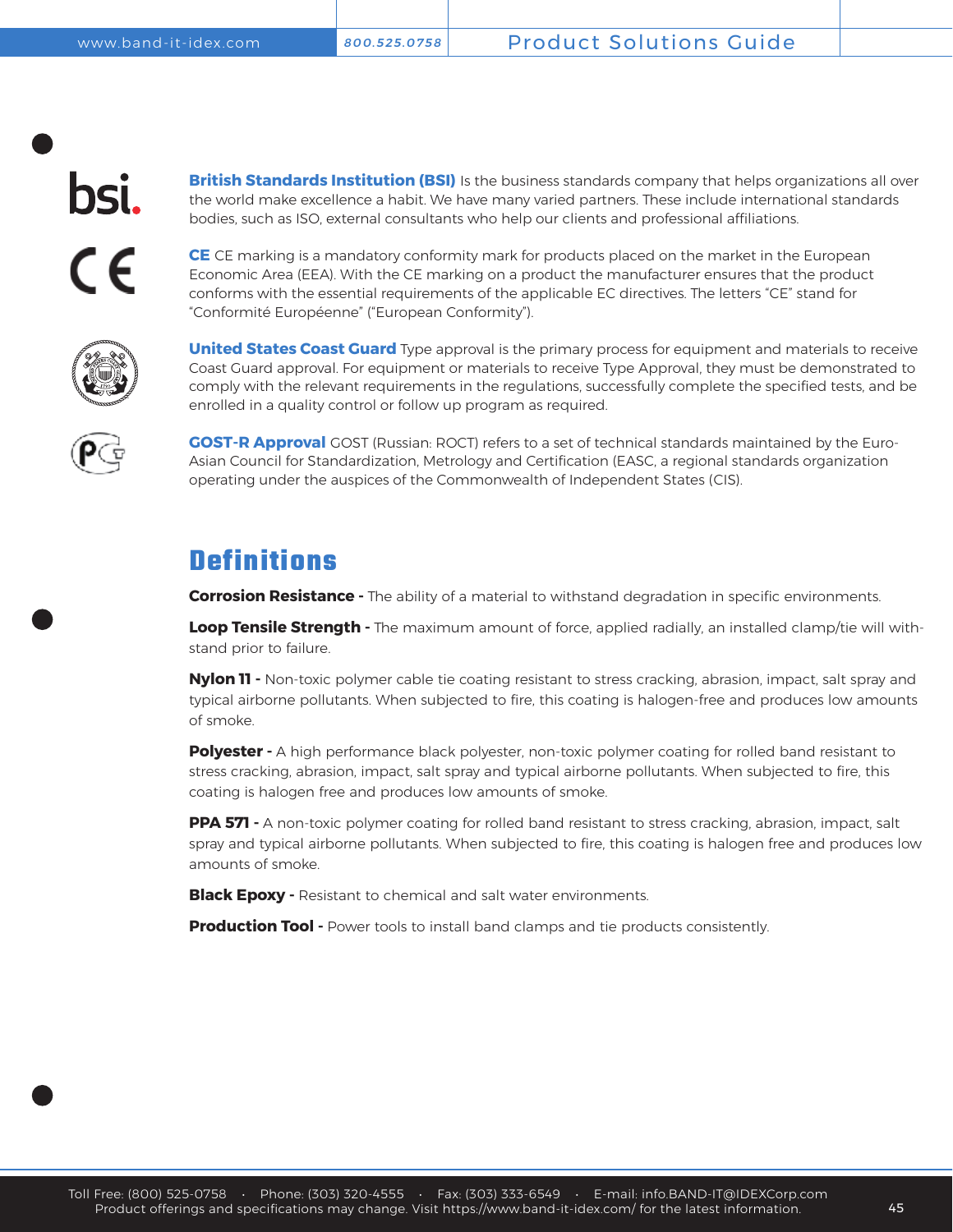**British Standards Institution (BSI)** Is the business standards company that helps organizations all over the world make excellence a habit. We have many varied partners. These include international standards bodies, such as ISO, external consultants who help our clients and professional affiliations.

**CE** CE marking is a mandatory conformity mark for products placed on the market in the European Economic Area (EEA). With the CE marking on a product the manufacturer ensures that the product conforms with the essential requirements of the applicable EC directives. The letters “CE” stand for “Conformité Européenne” (“European Conformity”).

**United States Coast Guard** Type approval is the primary process for equipment and materials to receive Coast Guard approval. For equipment or materials to receive Type Approval, they must be demonstrated to comply with the relevant requirements in the regulations, successfully complete the specified tests, and be enrolled in a quality control or follow up program as required.

**GOST-R Approval** GOST (Russian: ROCT) refers to a set of technical standards maintained by the Euro-Asian Council for Standardization, Metrology and Certification (EASC, a regional standards organization operating under the auspices of the Commonwealth of Independent States (CIS).

## Definitions

**Corrosion Resistance -** The ability of a material to withstand degradation in specific environments.

**Loop Tensile Strength -** The maximum amount of force, applied radially, an installed clamp/tie will withstand prior to failure.

**Nylon 11 -** Non-toxic polymer cable tie coating resistant to stress cracking, abrasion, impact, salt spray and typical airborne pollutants. When subjected to fire, this coating is halogen-free and produces low amounts of smoke.

**Polyester -** A high performance black polyester, non-toxic polymer coating for rolled band resistant to stress cracking, abrasion, impact, salt spray and typical airborne pollutants. When subjected to fire, this coating is halogen free and produces low amounts of smoke.

**PPA 571 -** A non-toxic polymer coating for rolled band resistant to stress cracking, abrasion, impact, salt spray and typical airborne pollutants. When subjected to fire, this coating is halogen free and produces low amounts of smoke.

**Black Epoxy -** Resistant to chemical and salt water environments.

**Production Tool -** Power tools to install band clamps and tie products consistently.